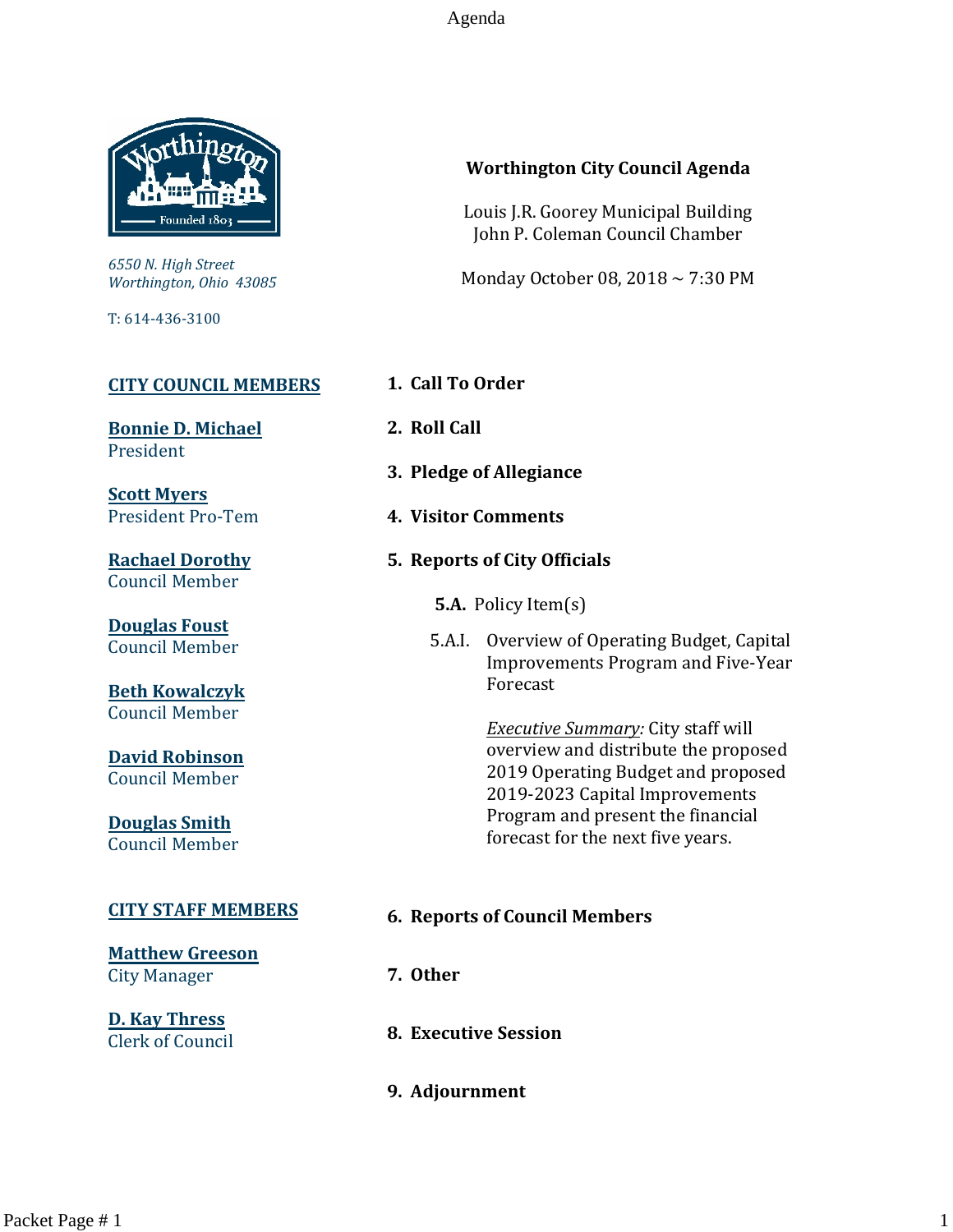# Worthington City Council Agenda

Louis J.R. Goorey Municipal Building
John P. Coleman Council Chamber

Monday October 08, 2018 ~ 7:30 PM

6550 N. High Street
Worthington, Ohio 43085

T: 614-436-3100

## CITY COUNCIL MEMBERS

**Bonnie D. Michael**
President

**Scott Myers**
President Pro-Tem

**Rachael Dorothy**
Council Member

**Douglas Foust**
Council Member

**Beth Kowalczyk**
Council Member

**David Robinson**
Council Member

**Douglas Smith**
Council Member

## CITY STAFF MEMBERS

**Matthew Greeson**
City Manager

**D. Kay Thress**
Clerk of Council

---

1. **Call To Order**
2. **Roll Call**
3. **Pledge of Allegiance**
4. **Visitor Comments**
5. **Reports of City Officials**

   **5.A.** Policy Item(s)

   5.A.I. Overview of Operating Budget, Capital Improvements Program and Five-Year Forecast

   *Executive Summary:* City staff will overview and distribute the proposed 2019 Operating Budget and proposed 2019-2023 Capital Improvements Program and present the financial forecast for the next five years.

6. **Reports of Council Members**
7. **Other**
8. **Executive Session**
9. **Adjournment**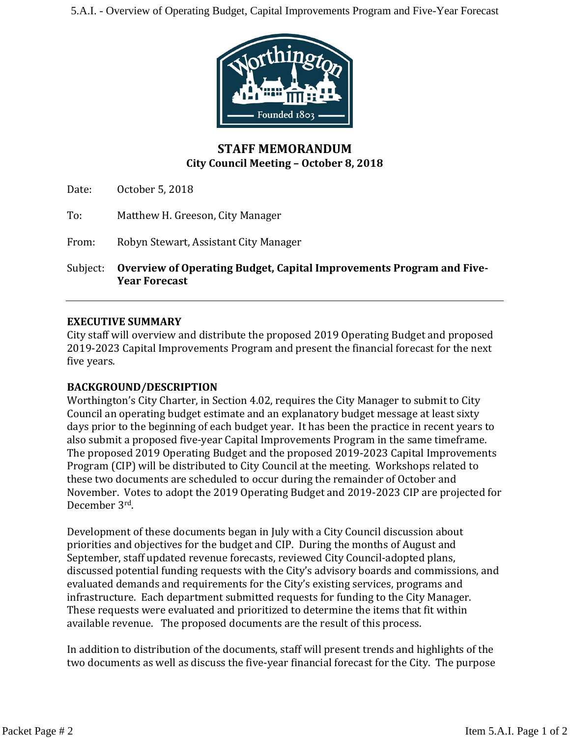## STAFF MEMORANDUM
**City Council Meeting – October 8, 2018**

Date: October 5, 2018

To: Matthew H. Greeson, City Manager

From: Robyn Stewart, Assistant City Manager

Subject: **Overview of Operating Budget, Capital Improvements Program and Five-Year Forecast**

---

**EXECUTIVE SUMMARY**

City staff will overview and distribute the proposed 2019 Operating Budget and proposed 2019-2023 Capital Improvements Program and present the financial forecast for the next five years.

**BACKGROUND/DESCRIPTION**

Worthington's City Charter, in Section 4.02, requires the City Manager to submit to City Council an operating budget estimate and an explanatory budget message at least sixty days prior to the beginning of each budget year. It has been the practice in recent years to also submit a proposed five-year Capital Improvements Program in the same timeframe. The proposed 2019 Operating Budget and the proposed 2019-2023 Capital Improvements Program (CIP) will be distributed to City Council at the meeting. Workshops related to these two documents are scheduled to occur during the remainder of October and November. Votes to adopt the 2019 Operating Budget and 2019-2023 CIP are projected for December 3rd.

Development of these documents began in July with a City Council discussion about priorities and objectives for the budget and CIP. During the months of August and September, staff updated revenue forecasts, reviewed City Council-adopted plans, discussed potential funding requests with the City's advisory boards and commissions, and evaluated demands and requirements for the City's existing services, programs and infrastructure. Each department submitted requests for funding to the City Manager. These requests were evaluated and prioritized to determine the items that fit within available revenue. The proposed documents are the result of this process.

In addition to distribution of the documents, staff will present trends and highlights of the two documents as well as discuss the five-year financial forecast for the City. The purpose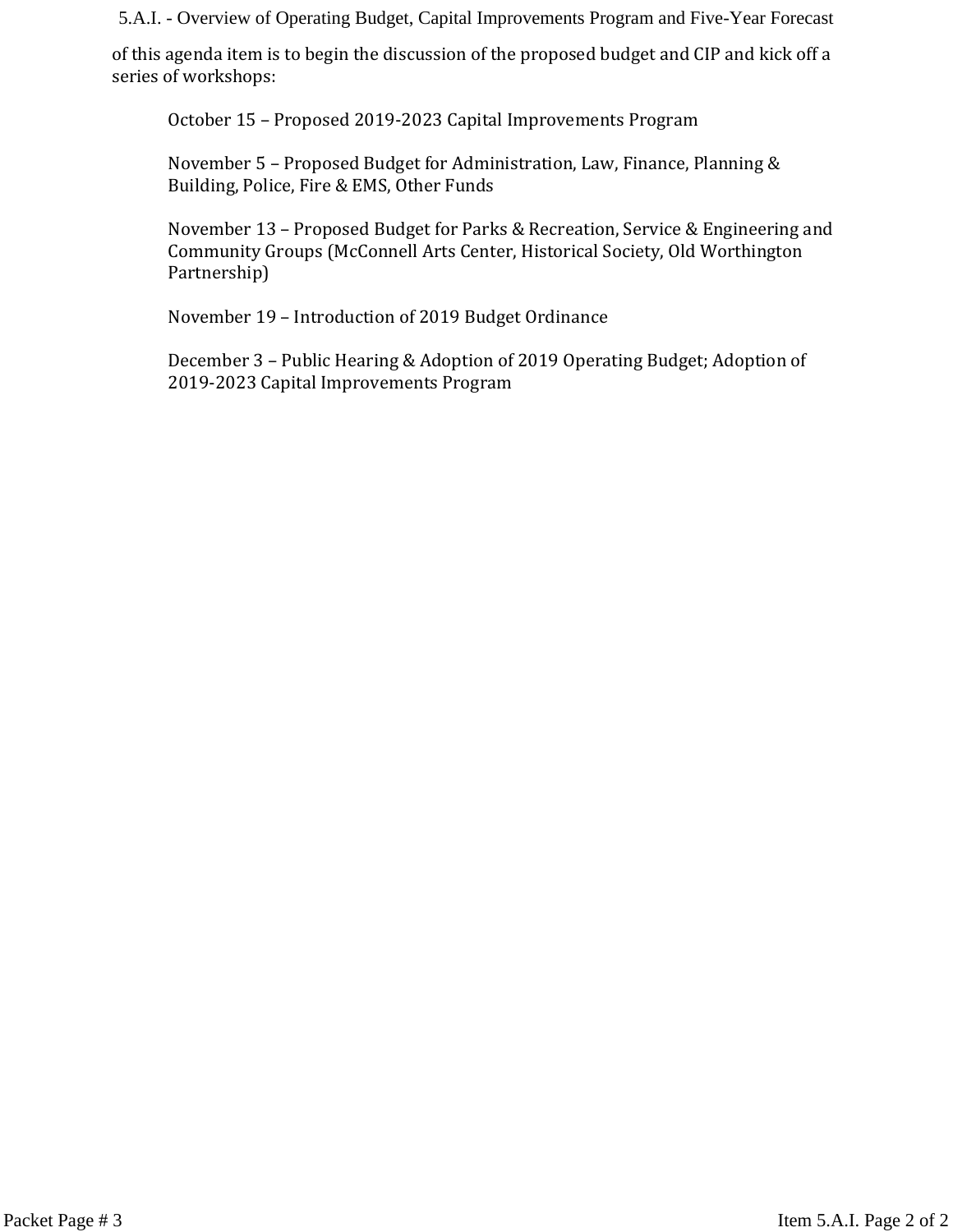of this agenda item is to begin the discussion of the proposed budget and CIP and kick off a series of workshops:

October 15 – Proposed 2019-2023 Capital Improvements Program

November 5 – Proposed Budget for Administration, Law, Finance, Planning & Building, Police, Fire & EMS, Other Funds

November 13 – Proposed Budget for Parks & Recreation, Service & Engineering and Community Groups (McConnell Arts Center, Historical Society, Old Worthington Partnership)

November 19 – Introduction of 2019 Budget Ordinance

December 3 – Public Hearing & Adoption of 2019 Operating Budget; Adoption of 2019-2023 Capital Improvements Program